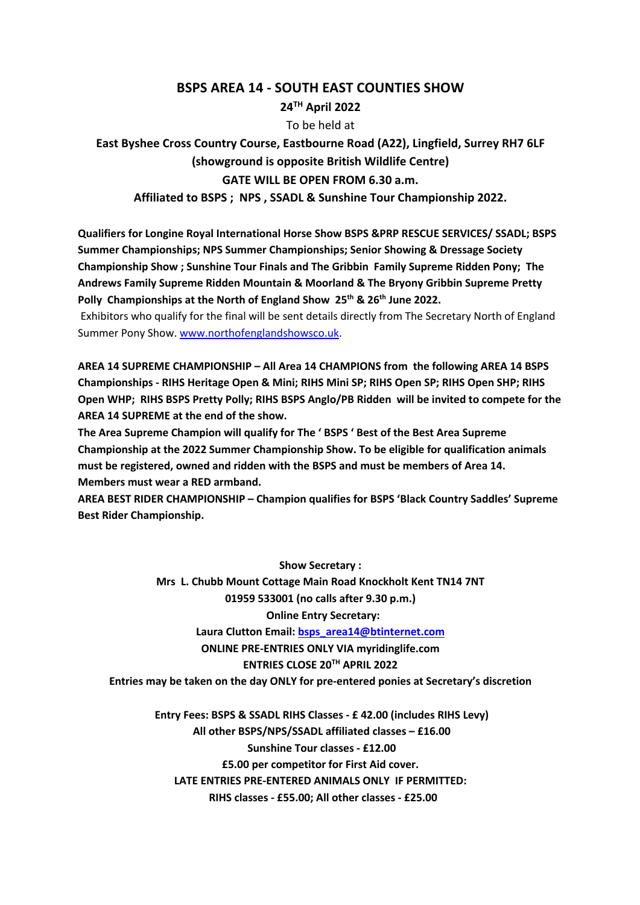# BSPS AREA 14 - SOUTH EAST COUNTIES SHOW

**24TH April 2022**

To be held at

**East Byshee Cross Country Course, Eastbourne Road (A22), Lingfield, Surrey RH7 6LF**
**(showground is opposite British Wildlife Centre)**
**GATE WILL BE OPEN FROM 6.30 a.m.**
**Affiliated to BSPS ; NPS , SSADL & Sunshine Tour Championship 2022.**

**Qualifiers for Longine Royal International Horse Show BSPS &PRP RESCUE SERVICES/ SSADL; BSPS Summer Championships; NPS Summer Championships; Senior Showing & Dressage Society Championship Show ; Sunshine Tour Finals and The Gribbin Family Supreme Ridden Pony; The Andrews Family Supreme Ridden Mountain & Moorland & The Bryony Gribbin Supreme Pretty Polly Championships at the North of England Show 25th & 26th June 2022.**

Exhibitors who qualify for the final will be sent details directly from The Secretary North of England Summer Pony Show. www.northofenglandshowsco.uk.

**AREA 14 SUPREME CHAMPIONSHIP – All Area 14 CHAMPIONS from the following AREA 14 BSPS Championships - RIHS Heritage Open & Mini; RIHS Mini SP; RIHS Open SP; RIHS Open SHP; RIHS Open WHP; RIHS BSPS Pretty Polly; RIHS BSPS Anglo/PB Ridden will be invited to compete for the AREA 14 SUPREME at the end of the show.**

**The Area Supreme Champion will qualify for The ' BSPS ' Best of the Best Area Supreme Championship at the 2022 Summer Championship Show. To be eligible for qualification animals must be registered, owned and ridden with the BSPS and must be members of Area 14. Members must wear a RED armband.**

**AREA BEST RIDER CHAMPIONSHIP – Champion qualifies for BSPS 'Black Country Saddles' Supreme Best Rider Championship.**

**Show Secretary :**
**Mrs L. Chubb Mount Cottage Main Road Knockholt Kent TN14 7NT**
**01959 533001 (no calls after 9.30 p.m.)**
**Online Entry Secretary:**
**Laura Clutton Email: bsps_area14@btinternet.com**
**ONLINE PRE-ENTRIES ONLY VIA myridinglife.com**
**ENTRIES CLOSE 20TH APRIL 2022**
**Entries may be taken on the day ONLY for pre-entered ponies at Secretary's discretion**

**Entry Fees: BSPS & SSADL RIHS Classes - £ 42.00 (includes RIHS Levy)**
**All other BSPS/NPS/SSADL affiliated classes – £16.00**
**Sunshine Tour classes - £12.00**
**£5.00 per competitor for First Aid cover.**
**LATE ENTRIES PRE-ENTERED ANIMALS ONLY IF PERMITTED:**
**RIHS classes - £55.00; All other classes - £25.00**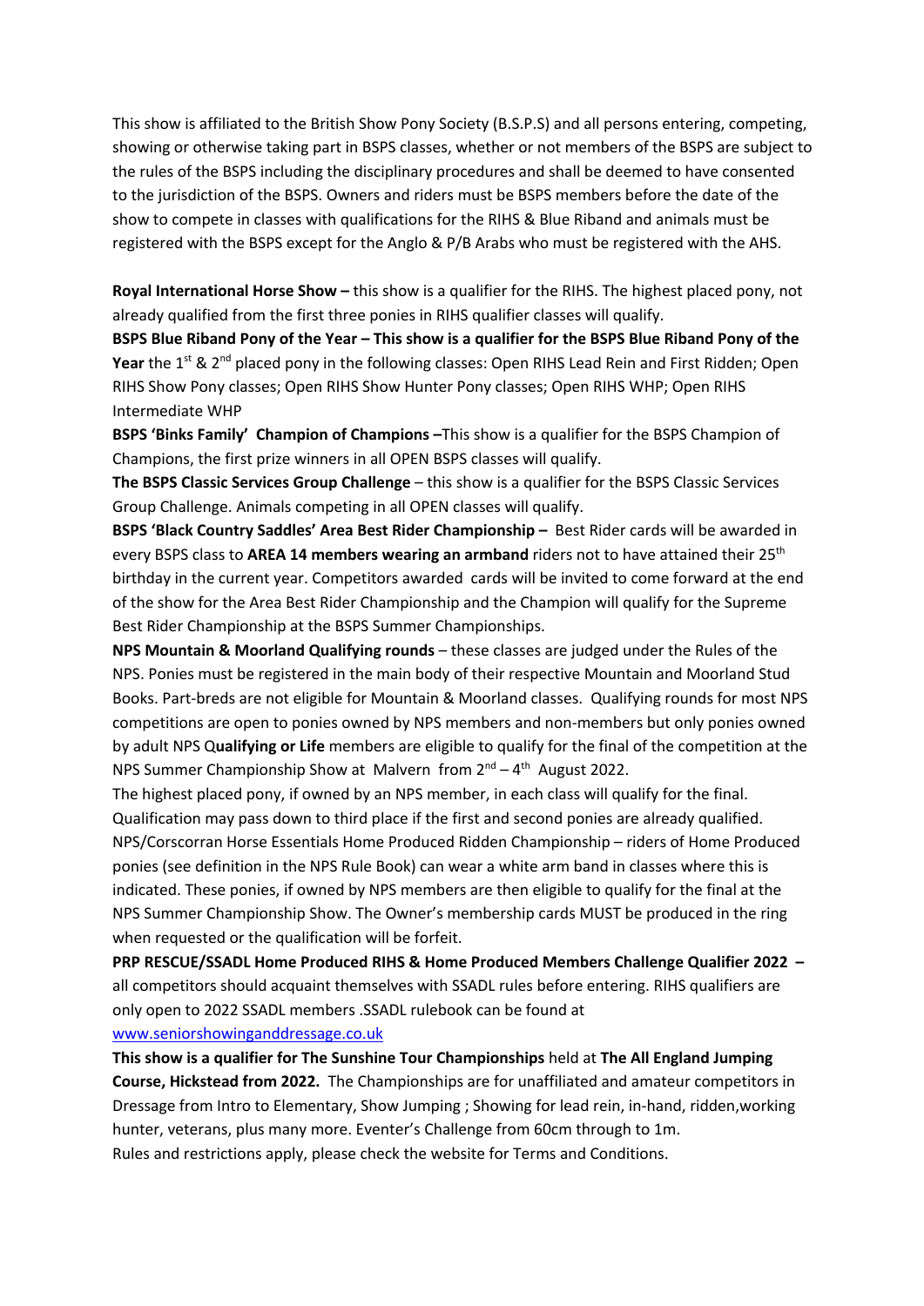This show is affiliated to the British Show Pony Society (B.S.P.S) and all persons entering, competing, showing or otherwise taking part in BSPS classes, whether or not members of the BSPS are subject to the rules of the BSPS including the disciplinary procedures and shall be deemed to have consented to the jurisdiction of the BSPS. Owners and riders must be BSPS members before the date of the show to compete in classes with qualifications for the RIHS & Blue Riband and animals must be registered with the BSPS except for the Anglo & P/B Arabs who must be registered with the AHS.

**Royal International Horse Show –** this show is a qualifier for the RIHS. The highest placed pony, not already qualified from the first three ponies in RIHS qualifier classes will qualify.

**BSPS Blue Riband Pony of the Year – This show is a qualifier for the BSPS Blue Riband Pony of the Year** the 1st & 2nd placed pony in the following classes: Open RIHS Lead Rein and First Ridden; Open RIHS Show Pony classes; Open RIHS Show Hunter Pony classes; Open RIHS WHP; Open RIHS Intermediate WHP

**BSPS 'Binks Family' Champion of Champions –**This show is a qualifier for the BSPS Champion of Champions, the first prize winners in all OPEN BSPS classes will qualify.

**The BSPS Classic Services Group Challenge** – this show is a qualifier for the BSPS Classic Services Group Challenge. Animals competing in all OPEN classes will qualify.

**BSPS 'Black Country Saddles' Area Best Rider Championship –** Best Rider cards will be awarded in every BSPS class to **AREA 14 members wearing an armband** riders not to have attained their 25th birthday in the current year. Competitors awarded cards will be invited to come forward at the end of the show for the Area Best Rider Championship and the Champion will qualify for the Supreme Best Rider Championship at the BSPS Summer Championships.

**NPS Mountain & Moorland Qualifying rounds** – these classes are judged under the Rules of the NPS. Ponies must be registered in the main body of their respective Mountain and Moorland Stud Books. Part-breds are not eligible for Mountain & Moorland classes. Qualifying rounds for most NPS competitions are open to ponies owned by NPS members and non-members but only ponies owned by adult NPS Q**ualifying or Life** members are eligible to qualify for the final of the competition at the NPS Summer Championship Show at Malvern from 2nd – 4th August 2022.

The highest placed pony, if owned by an NPS member, in each class will qualify for the final. Qualification may pass down to third place if the first and second ponies are already qualified. NPS/Corscorran Horse Essentials Home Produced Ridden Championship – riders of Home Produced ponies (see definition in the NPS Rule Book) can wear a white arm band in classes where this is indicated. These ponies, if owned by NPS members are then eligible to qualify for the final at the NPS Summer Championship Show. The Owner's membership cards MUST be produced in the ring when requested or the qualification will be forfeit.

**PRP RESCUE/SSADL Home Produced RIHS & Home Produced Members Challenge Qualifier 2022 –** all competitors should acquaint themselves with SSADL rules before entering. RIHS qualifiers are only open to 2022 SSADL members .SSADL rulebook can be found at [www.seniorshowinganddressage.co.uk](http://www.seniorshowinganddressage.co.uk)

**This show is a qualifier for The Sunshine Tour Championships** held at **The All England Jumping Course, Hickstead from 2022.** The Championships are for unaffiliated and amateur competitors in Dressage from Intro to Elementary, Show Jumping ; Showing for lead rein, in-hand, ridden,working hunter, veterans, plus many more. Eventer's Challenge from 60cm through to 1m.
Rules and restrictions apply, please check the website for Terms and Conditions.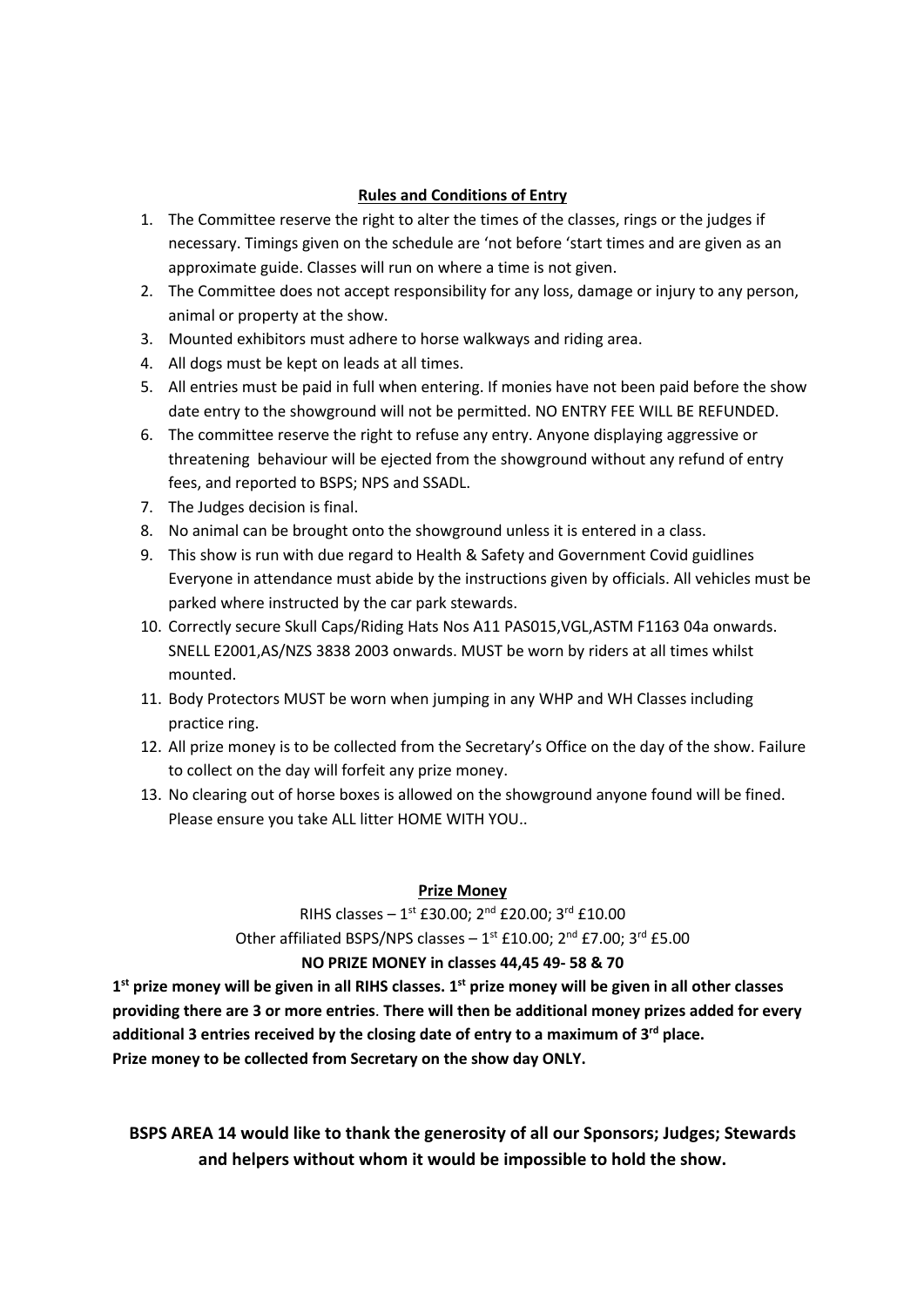## Rules and Conditions of Entry

1. The Committee reserve the right to alter the times of the classes, rings or the judges if necessary. Timings given on the schedule are 'not before 'start times and are given as an approximate guide. Classes will run on where a time is not given.
2. The Committee does not accept responsibility for any loss, damage or injury to any person, animal or property at the show.
3. Mounted exhibitors must adhere to horse walkways and riding area.
4. All dogs must be kept on leads at all times.
5. All entries must be paid in full when entering. If monies have not been paid before the show date entry to the showground will not be permitted. NO ENTRY FEE WILL BE REFUNDED.
6. The committee reserve the right to refuse any entry. Anyone displaying aggressive or threatening behaviour will be ejected from the showground without any refund of entry fees, and reported to BSPS; NPS and SSADL.
7. The Judges decision is final.
8. No animal can be brought onto the showground unless it is entered in a class.
9. This show is run with due regard to Health & Safety and Government Covid guidlines Everyone in attendance must abide by the instructions given by officials. All vehicles must be parked where instructed by the car park stewards.
10. Correctly secure Skull Caps/Riding Hats Nos A11 PAS015,VGL,ASTM F1163 04a onwards. SNELL E2001,AS/NZS 3838 2003 onwards. MUST be worn by riders at all times whilst mounted.
11. Body Protectors MUST be worn when jumping in any WHP and WH Classes including practice ring.
12. All prize money is to be collected from the Secretary's Office on the day of the show. Failure to collect on the day will forfeit any prize money.
13. No clearing out of horse boxes is allowed on the showground anyone found will be fined. Please ensure you take ALL litter HOME WITH YOU..

## Prize Money

RIHS classes – 1st £30.00; 2nd £20.00; 3rd £10.00

Other affiliated BSPS/NPS classes – 1st £10.00; 2nd £7.00; 3rd £5.00

**NO PRIZE MONEY in classes 44,45 49- 58 & 70**

**1st prize money will be given in all RIHS classes. 1st prize money will be given in all other classes providing there are 3 or more entries. There will then be additional money prizes added for every additional 3 entries received by the closing date of entry to a maximum of 3rd place.**
**Prize money to be collected from Secretary on the show day ONLY.**

**BSPS AREA 14 would like to thank the generosity of all our Sponsors; Judges; Stewards and helpers without whom it would be impossible to hold the show.**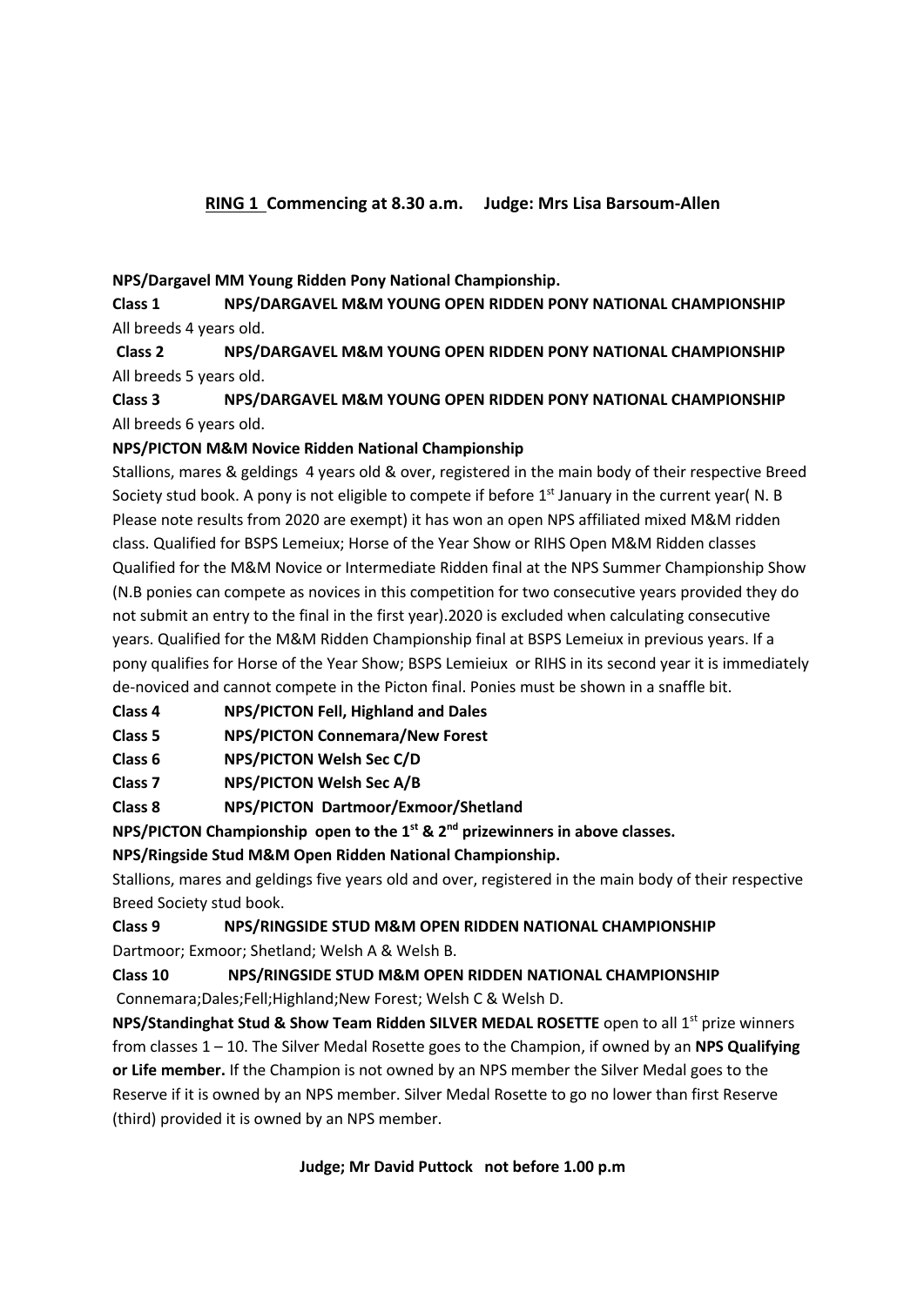## RING 1 Commencing at 8.30 a.m. Judge: Mrs Lisa Barsoum-Allen

**NPS/Dargavel MM Young Ridden Pony National Championship.**

**Class 1 NPS/DARGAVEL M&M YOUNG OPEN RIDDEN PONY NATIONAL CHAMPIONSHIP**
All breeds 4 years old.

**Class 2 NPS/DARGAVEL M&M YOUNG OPEN RIDDEN PONY NATIONAL CHAMPIONSHIP**
All breeds 5 years old.

**Class 3 NPS/DARGAVEL M&M YOUNG OPEN RIDDEN PONY NATIONAL CHAMPIONSHIP**
All breeds 6 years old.

**NPS/PICTON M&M Novice Ridden National Championship**

Stallions, mares & geldings 4 years old & over, registered in the main body of their respective Breed Society stud book. A pony is not eligible to compete if before 1st January in the current year( N. B Please note results from 2020 are exempt) it has won an open NPS affiliated mixed M&M ridden class. Qualified for BSPS Lemeiux; Horse of the Year Show or RIHS Open M&M Ridden classes Qualified for the M&M Novice or Intermediate Ridden final at the NPS Summer Championship Show (N.B ponies can compete as novices in this competition for two consecutive years provided they do not submit an entry to the final in the first year).2020 is excluded when calculating consecutive years. Qualified for the M&M Ridden Championship final at BSPS Lemeiux in previous years. If a pony qualifies for Horse of the Year Show; BSPS Lemieiux or RIHS in its second year it is immediately de-noviced and cannot compete in the Picton final. Ponies must be shown in a snaffle bit.

**Class 4 NPS/PICTON Fell, Highland and Dales**

**Class 5 NPS/PICTON Connemara/New Forest**

**Class 6 NPS/PICTON Welsh Sec C/D**

**Class 7 NPS/PICTON Welsh Sec A/B**

**Class 8 NPS/PICTON Dartmoor/Exmoor/Shetland**

**NPS/PICTON Championship open to the 1st & 2nd prizewinners in above classes.**

**NPS/Ringside Stud M&M Open Ridden National Championship.**

Stallions, mares and geldings five years old and over, registered in the main body of their respective Breed Society stud book.

**Class 9 NPS/RINGSIDE STUD M&M OPEN RIDDEN NATIONAL CHAMPIONSHIP**
Dartmoor; Exmoor; Shetland; Welsh A & Welsh B.

**Class 10 NPS/RINGSIDE STUD M&M OPEN RIDDEN NATIONAL CHAMPIONSHIP**
Connemara;Dales;Fell;Highland;New Forest; Welsh C & Welsh D.

**NPS/Standinghat Stud & Show Team Ridden SILVER MEDAL ROSETTE** open to all 1st prize winners from classes 1 – 10. The Silver Medal Rosette goes to the Champion, if owned by an **NPS Qualifying or Life member.** If the Champion is not owned by an NPS member the Silver Medal goes to the Reserve if it is owned by an NPS member. Silver Medal Rosette to go no lower than first Reserve (third) provided it is owned by an NPS member.

**Judge; Mr David Puttock not before 1.00 p.m**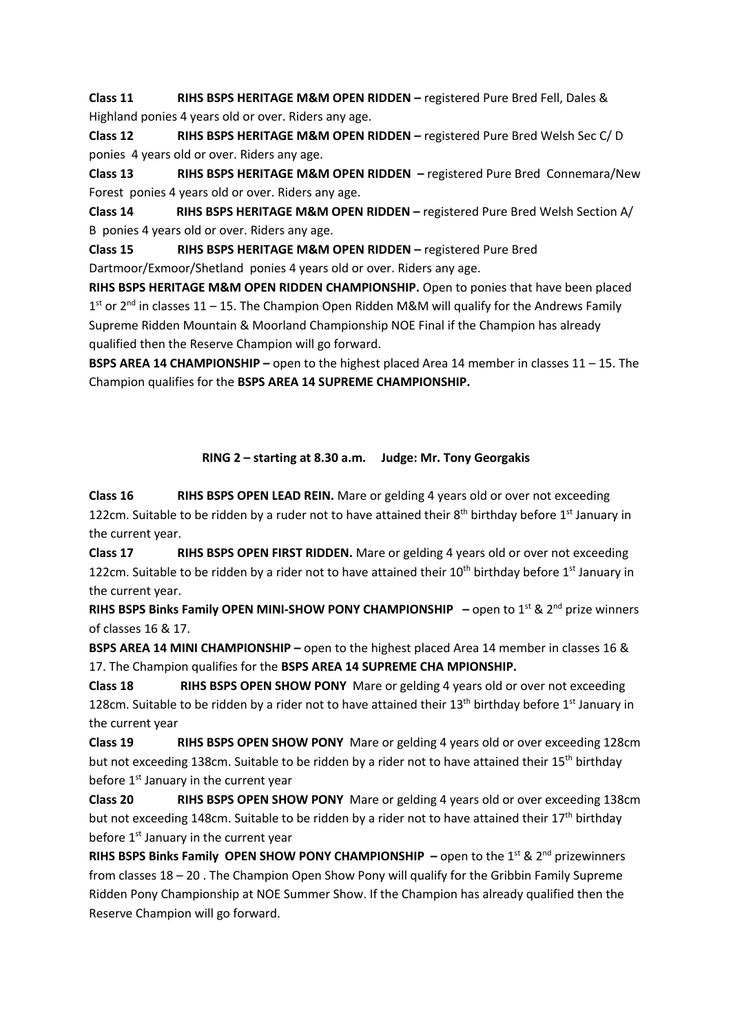**Class 11** **RIHS BSPS HERITAGE M&M OPEN RIDDEN –** registered Pure Bred Fell, Dales & Highland ponies 4 years old or over. Riders any age.

**Class 12** **RIHS BSPS HERITAGE M&M OPEN RIDDEN –** registered Pure Bred Welsh Sec C/ D ponies 4 years old or over. Riders any age.

**Class 13** **RIHS BSPS HERITAGE M&M OPEN RIDDEN –** registered Pure Bred Connemara/New Forest ponies 4 years old or over. Riders any age.

**Class 14** **RIHS BSPS HERITAGE M&M OPEN RIDDEN –** registered Pure Bred Welsh Section A/ B ponies 4 years old or over. Riders any age.

**Class 15** **RIHS BSPS HERITAGE M&M OPEN RIDDEN –** registered Pure Bred Dartmoor/Exmoor/Shetland ponies 4 years old or over. Riders any age.

**RIHS BSPS HERITAGE M&M OPEN RIDDEN CHAMPIONSHIP.** Open to ponies that have been placed 1st or 2nd in classes 11 – 15. The Champion Open Ridden M&M will qualify for the Andrews Family Supreme Ridden Mountain & Moorland Championship NOE Final if the Champion has already qualified then the Reserve Champion will go forward.

**BSPS AREA 14 CHAMPIONSHIP –** open to the highest placed Area 14 member in classes 11 – 15. The Champion qualifies for the **BSPS AREA 14 SUPREME CHAMPIONSHIP.**

## RING 2 – starting at 8.30 a.m. Judge: Mr. Tony Georgakis

**Class 16** **RIHS BSPS OPEN LEAD REIN.** Mare or gelding 4 years old or over not exceeding 122cm. Suitable to be ridden by a ruder not to have attained their 8th birthday before 1st January in the current year.

**Class 17** **RIHS BSPS OPEN FIRST RIDDEN.** Mare or gelding 4 years old or over not exceeding 122cm. Suitable to be ridden by a rider not to have attained their 10th birthday before 1st January in the current year.

**RIHS BSPS Binks Family OPEN MINI-SHOW PONY CHAMPIONSHIP –** open to 1st & 2nd prize winners of classes 16 & 17.

**BSPS AREA 14 MINI CHAMPIONSHIP –** open to the highest placed Area 14 member in classes 16 & 17. The Champion qualifies for the **BSPS AREA 14 SUPREME CHA MPIONSHIP.**

**Class 18** **RIHS BSPS OPEN SHOW PONY** Mare or gelding 4 years old or over not exceeding 128cm. Suitable to be ridden by a rider not to have attained their 13th birthday before 1st January in the current year

**Class 19** **RIHS BSPS OPEN SHOW PONY** Mare or gelding 4 years old or over exceeding 128cm but not exceeding 138cm. Suitable to be ridden by a rider not to have attained their 15th birthday before 1st January in the current year

**Class 20** **RIHS BSPS OPEN SHOW PONY** Mare or gelding 4 years old or over exceeding 138cm but not exceeding 148cm. Suitable to be ridden by a rider not to have attained their 17th birthday before 1st January in the current year

**RIHS BSPS Binks Family OPEN SHOW PONY CHAMPIONSHIP –** open to the 1st & 2nd prizewinners from classes 18 – 20 . The Champion Open Show Pony will qualify for the Gribbin Family Supreme Ridden Pony Championship at NOE Summer Show. If the Champion has already qualified then the Reserve Champion will go forward.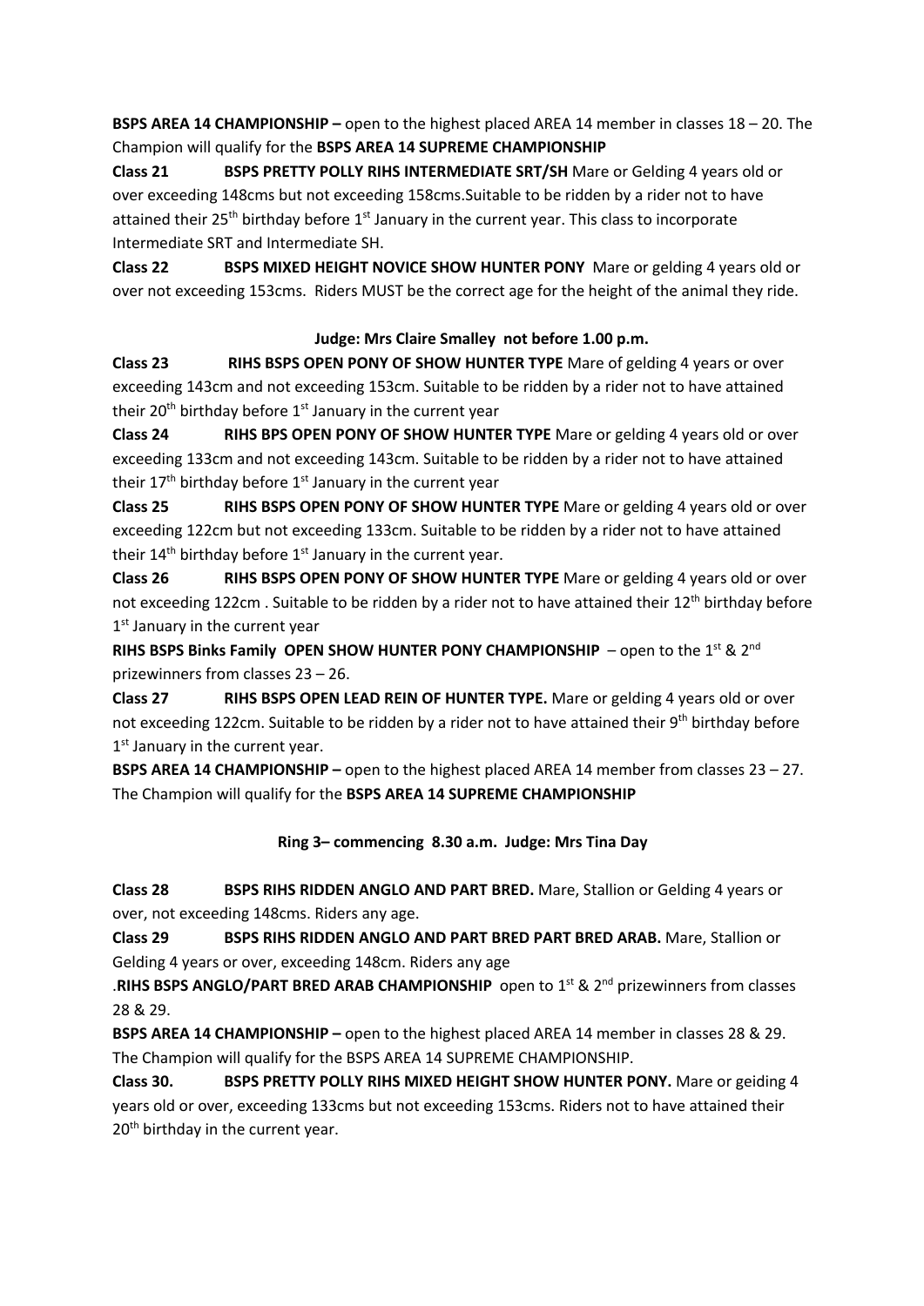**BSPS AREA 14 CHAMPIONSHIP –** open to the highest placed AREA 14 member in classes 18 – 20. The Champion will qualify for the **BSPS AREA 14 SUPREME CHAMPIONSHIP**

**Class 21** **BSPS PRETTY POLLY RIHS INTERMEDIATE SRT/SH** Mare or Gelding 4 years old or over exceeding 148cms but not exceeding 158cms.Suitable to be ridden by a rider not to have attained their 25th birthday before 1st January in the current year. This class to incorporate Intermediate SRT and Intermediate SH.

**Class 22** **BSPS MIXED HEIGHT NOVICE SHOW HUNTER PONY** Mare or gelding 4 years old or over not exceeding 153cms. Riders MUST be the correct age for the height of the animal they ride.

**Judge: Mrs Claire Smalley not before 1.00 p.m.**

**Class 23** **RIHS BSPS OPEN PONY OF SHOW HUNTER TYPE** Mare of gelding 4 years or over exceeding 143cm and not exceeding 153cm. Suitable to be ridden by a rider not to have attained their 20th birthday before 1st January in the current year

**Class 24** **RIHS BPS OPEN PONY OF SHOW HUNTER TYPE** Mare or gelding 4 years old or over exceeding 133cm and not exceeding 143cm. Suitable to be ridden by a rider not to have attained their 17th birthday before 1st January in the current year

**Class 25** **RIHS BSPS OPEN PONY OF SHOW HUNTER TYPE** Mare or gelding 4 years old or over exceeding 122cm but not exceeding 133cm. Suitable to be ridden by a rider not to have attained their 14th birthday before 1st January in the current year.

**Class 26** **RIHS BSPS OPEN PONY OF SHOW HUNTER TYPE** Mare or gelding 4 years old or over not exceeding 122cm . Suitable to be ridden by a rider not to have attained their 12th birthday before 1st January in the current year

**RIHS BSPS Binks Family OPEN SHOW HUNTER PONY CHAMPIONSHIP** – open to the 1st & 2nd prizewinners from classes 23 – 26.

**Class 27** **RIHS BSPS OPEN LEAD REIN OF HUNTER TYPE.** Mare or gelding 4 years old or over not exceeding 122cm. Suitable to be ridden by a rider not to have attained their 9th birthday before 1st January in the current year.

**BSPS AREA 14 CHAMPIONSHIP –** open to the highest placed AREA 14 member from classes 23 – 27. The Champion will qualify for the **BSPS AREA 14 SUPREME CHAMPIONSHIP**

**Ring 3– commencing 8.30 a.m. Judge: Mrs Tina Day**

**Class 28** **BSPS RIHS RIDDEN ANGLO AND PART BRED.** Mare, Stallion or Gelding 4 years or over, not exceeding 148cms. Riders any age.

**Class 29** **BSPS RIHS RIDDEN ANGLO AND PART BRED PART BRED ARAB.** Mare, Stallion or Gelding 4 years or over, exceeding 148cm. Riders any age

.**RIHS BSPS ANGLO/PART BRED ARAB CHAMPIONSHIP** open to 1st & 2nd prizewinners from classes 28 & 29.

**BSPS AREA 14 CHAMPIONSHIP –** open to the highest placed AREA 14 member in classes 28 & 29. The Champion will qualify for the BSPS AREA 14 SUPREME CHAMPIONSHIP.

**Class 30.** **BSPS PRETTY POLLY RIHS MIXED HEIGHT SHOW HUNTER PONY.** Mare or geiding 4 years old or over, exceeding 133cms but not exceeding 153cms. Riders not to have attained their 20th birthday in the current year.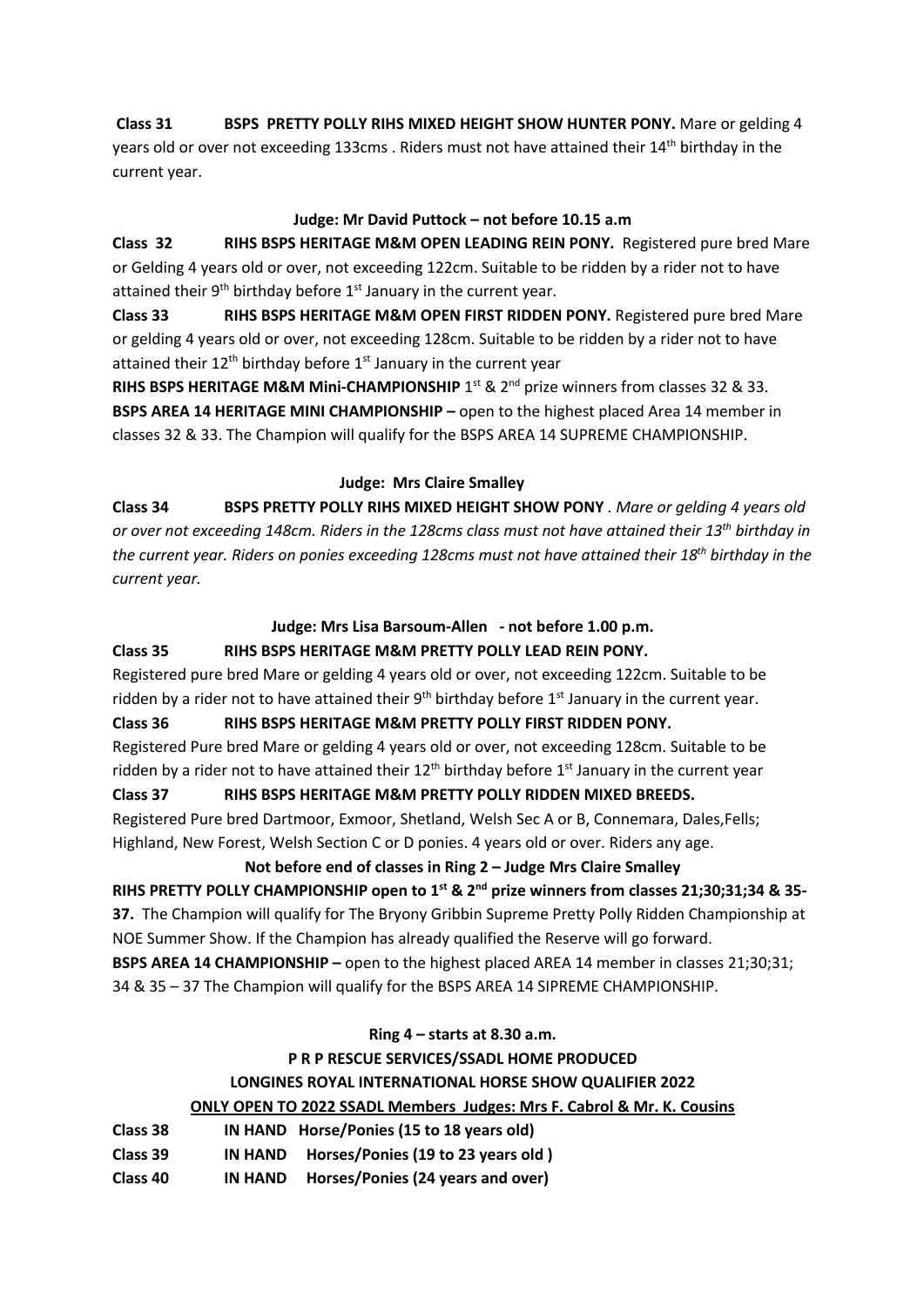**Class 31 BSPS PRETTY POLLY RIHS MIXED HEIGHT SHOW HUNTER PONY.** Mare or gelding 4 years old or over not exceeding 133cms . Riders must not have attained their 14th birthday in the current year.

**Judge: Mr David Puttock – not before 10.15 a.m**

**Class 32 RIHS BSPS HERITAGE M&M OPEN LEADING REIN PONY.** Registered pure bred Mare or Gelding 4 years old or over, not exceeding 122cm. Suitable to be ridden by a rider not to have attained their 9th birthday before 1st January in the current year.

**Class 33 RIHS BSPS HERITAGE M&M OPEN FIRST RIDDEN PONY.** Registered pure bred Mare or gelding 4 years old or over, not exceeding 128cm. Suitable to be ridden by a rider not to have attained their 12th birthday before 1st January in the current year

**RIHS BSPS HERITAGE M&M Mini-CHAMPIONSHIP** 1st & 2nd prize winners from classes 32 & 33.

**BSPS AREA 14 HERITAGE MINI CHAMPIONSHIP –** open to the highest placed Area 14 member in classes 32 & 33. The Champion will qualify for the BSPS AREA 14 SUPREME CHAMPIONSHIP.

**Judge: Mrs Claire Smalley**

**Class 34 BSPS PRETTY POLLY RIHS MIXED HEIGHT SHOW PONY** . *Mare or gelding 4 years old or over not exceeding 148cm. Riders in the 128cms class must not have attained their 13th birthday in the current year. Riders on ponies exceeding 128cms must not have attained their 18th birthday in the current year.*

**Judge: Mrs Lisa Barsoum-Allen - not before 1.00 p.m.**

**Class 35 RIHS BSPS HERITAGE M&M PRETTY POLLY LEAD REIN PONY.**

Registered pure bred Mare or gelding 4 years old or over, not exceeding 122cm. Suitable to be ridden by a rider not to have attained their 9th birthday before 1st January in the current year.

**Class 36 RIHS BSPS HERITAGE M&M PRETTY POLLY FIRST RIDDEN PONY.**

Registered Pure bred Mare or gelding 4 years old or over, not exceeding 128cm. Suitable to be ridden by a rider not to have attained their 12th birthday before 1st January in the current year

**Class 37 RIHS BSPS HERITAGE M&M PRETTY POLLY RIDDEN MIXED BREEDS.**

Registered Pure bred Dartmoor, Exmoor, Shetland, Welsh Sec A or B, Connemara, Dales,Fells; Highland, New Forest, Welsh Section C or D ponies. 4 years old or over. Riders any age.

**Not before end of classes in Ring 2 – Judge Mrs Claire Smalley**

**RIHS PRETTY POLLY CHAMPIONSHIP open to 1st & 2nd prize winners from classes 21;30;31;34 & 35-37.** The Champion will qualify for The Bryony Gribbin Supreme Pretty Polly Ridden Championship at NOE Summer Show. If the Champion has already qualified the Reserve will go forward.

**BSPS AREA 14 CHAMPIONSHIP –** open to the highest placed AREA 14 member in classes 21;30;31; 34 & 35 – 37 The Champion will qualify for the BSPS AREA 14 SIPREME CHAMPIONSHIP.

**Ring 4 – starts at 8.30 a.m.**

**P R P RESCUE SERVICES/SSADL HOME PRODUCED**

**LONGINES ROYAL INTERNATIONAL HORSE SHOW QUALIFIER 2022**

**ONLY OPEN TO 2022 SSADL Members Judges: Mrs F. Cabrol & Mr. K. Cousins**

**Class 38 IN HAND Horse/Ponies (15 to 18 years old)**

**Class 39 IN HAND Horses/Ponies (19 to 23 years old )**

**Class 40 IN HAND Horses/Ponies (24 years and over)**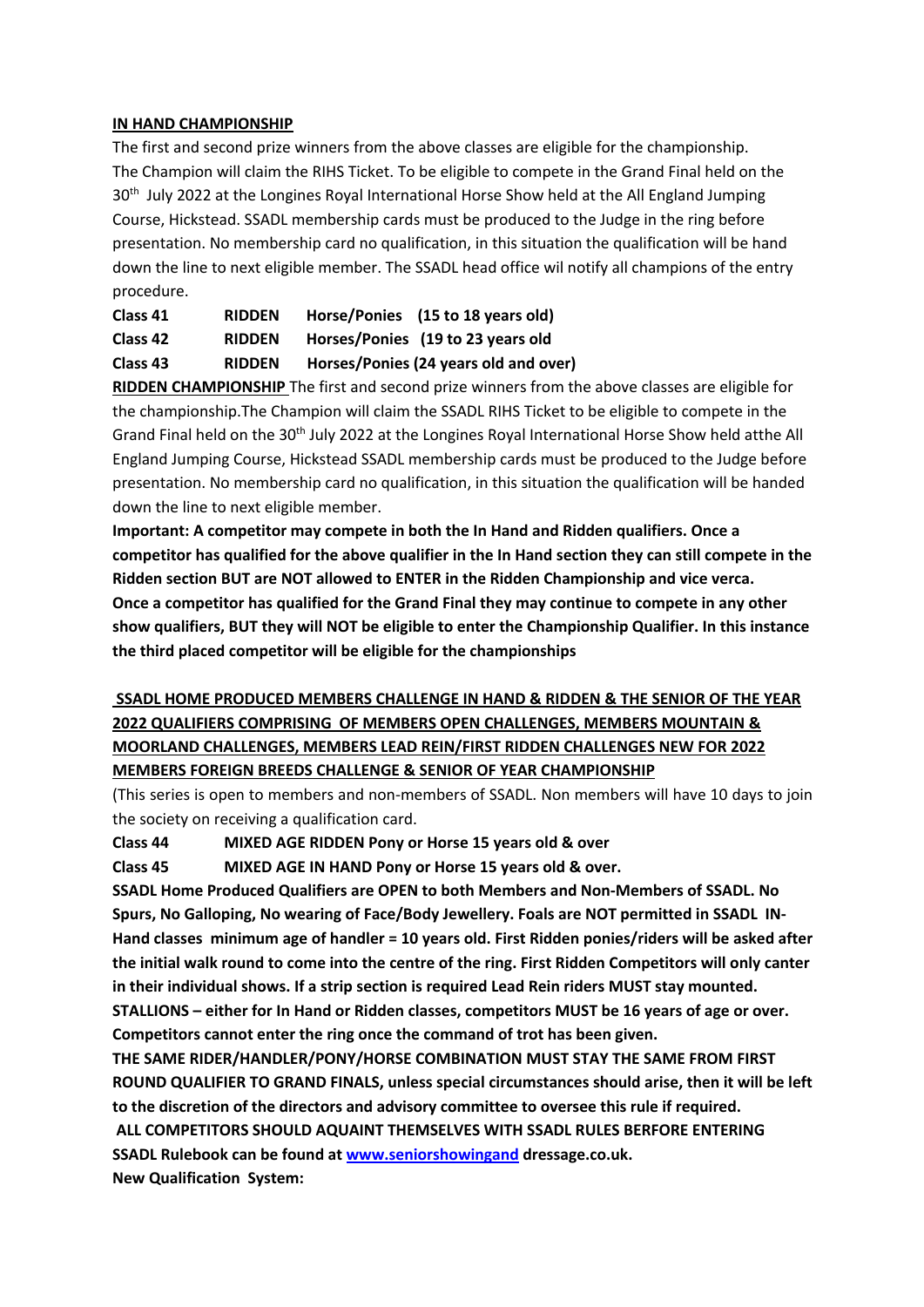**IN HAND CHAMPIONSHIP**

The first and second prize winners from the above classes are eligible for the championship. The Champion will claim the RIHS Ticket. To be eligible to compete in the Grand Final held on the 30th July 2022 at the Longines Royal International Horse Show held at the All England Jumping Course, Hickstead. SSADL membership cards must be produced to the Judge in the ring before presentation. No membership card no qualification, in this situation the qualification will be hand down the line to next eligible member. The SSADL head office wil notify all champions of the entry procedure.

**Class 41 RIDDEN Horse/Ponies (15 to 18 years old)**
**Class 42 RIDDEN Horses/Ponies (19 to 23 years old**
**Class 43 RIDDEN Horses/Ponies (24 years old and over)**

**RIDDEN CHAMPIONSHIP** The first and second prize winners from the above classes are eligible for the championship.The Champion will claim the SSADL RIHS Ticket to be eligible to compete in the Grand Final held on the 30th July 2022 at the Longines Royal International Horse Show held atthe All England Jumping Course, Hickstead SSADL membership cards must be produced to the Judge before presentation. No membership card no qualification, in this situation the qualification will be handed down the line to next eligible member.

**Important: A competitor may compete in both the In Hand and Ridden qualifiers. Once a competitor has qualified for the above qualifier in the In Hand section they can still compete in the Ridden section BUT are NOT allowed to ENTER in the Ridden Championship and vice verca. Once a competitor has qualified for the Grand Final they may continue to compete in any other show qualifiers, BUT they will NOT be eligible to enter the Championship Qualifier. In this instance the third placed competitor will be eligible for the championships**

**SSADL HOME PRODUCED MEMBERS CHALLENGE IN HAND & RIDDEN & THE SENIOR OF THE YEAR 2022 QUALIFIERS COMPRISING OF MEMBERS OPEN CHALLENGES, MEMBERS MOUNTAIN & MOORLAND CHALLENGES, MEMBERS LEAD REIN/FIRST RIDDEN CHALLENGES NEW FOR 2022 MEMBERS FOREIGN BREEDS CHALLENGE & SENIOR OF YEAR CHAMPIONSHIP**

(This series is open to members and non-members of SSADL. Non members will have 10 days to join the society on receiving a qualification card.

**Class 44 MIXED AGE RIDDEN Pony or Horse 15 years old & over**
**Class 45 MIXED AGE IN HAND Pony or Horse 15 years old & over.**

**SSADL Home Produced Qualifiers are OPEN to both Members and Non-Members of SSADL. No Spurs, No Galloping, No wearing of Face/Body Jewellery. Foals are NOT permitted in SSADL IN-Hand classes minimum age of handler = 10 years old. First Ridden ponies/riders will be asked after the initial walk round to come into the centre of the ring. First Ridden Competitors will only canter in their individual shows. If a strip section is required Lead Rein riders MUST stay mounted. STALLIONS – either for In Hand or Ridden classes, competitors MUST be 16 years of age or over. Competitors cannot enter the ring once the command of trot has been given.**

**THE SAME RIDER/HANDLER/PONY/HORSE COMBINATION MUST STAY THE SAME FROM FIRST ROUND QUALIFIER TO GRAND FINALS, unless special circumstances should arise, then it will be left to the discretion of the directors and advisory committee to oversee this rule if required.**

**ALL COMPETITORS SHOULD AQUAINT THEMSELVES WITH SSADL RULES BERFORE ENTERING SSADL Rulebook can be found at www.seniorshowingand dressage.co.uk.**

**New Qualification System:**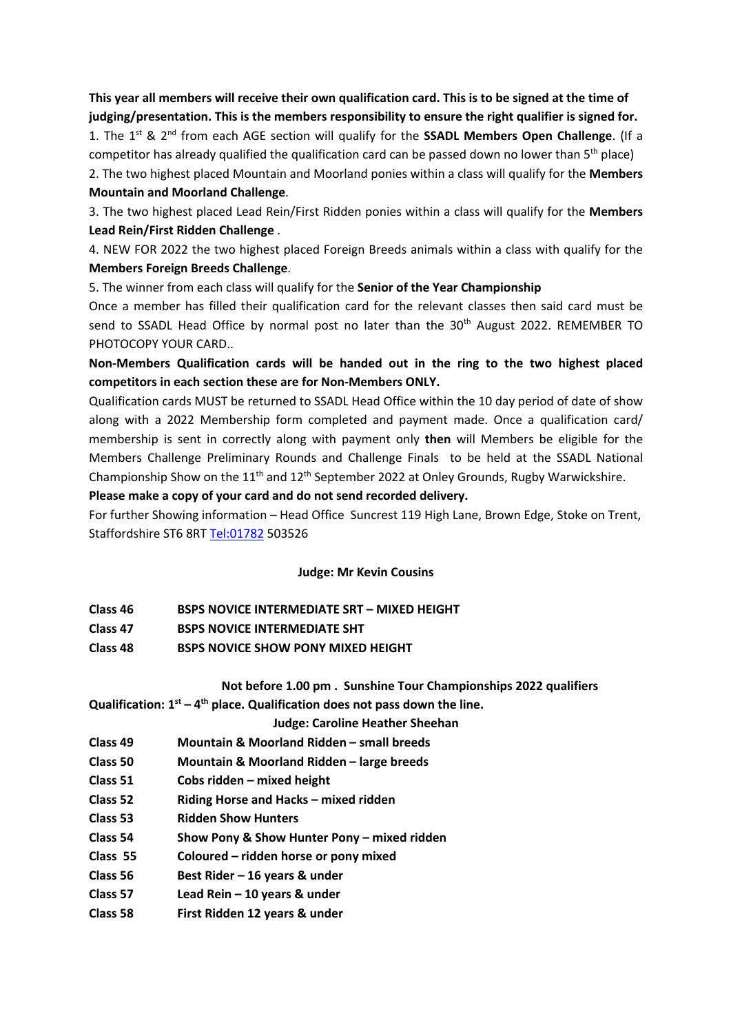**This year all members will receive their own qualification card. This is to be signed at the time of judging/presentation. This is the members responsibility to ensure the right qualifier is signed for.**

1. The 1st & 2nd from each AGE section will qualify for the **SSADL Members Open Challenge**. (If a competitor has already qualified the qualification card can be passed down no lower than 5th place)
2. The two highest placed Mountain and Moorland ponies within a class will qualify for the **Members Mountain and Moorland Challenge**.
3. The two highest placed Lead Rein/First Ridden ponies within a class will qualify for the **Members Lead Rein/First Ridden Challenge** .
4. NEW FOR 2022 the two highest placed Foreign Breeds animals within a class with qualify for the **Members Foreign Breeds Challenge**.
5. The winner from each class will qualify for the **Senior of the Year Championship**

Once a member has filled their qualification card for the relevant classes then said card must be send to SSADL Head Office by normal post no later than the 30th August 2022. REMEMBER TO PHOTOCOPY YOUR CARD..

**Non-Members Qualification cards will be handed out in the ring to the two highest placed competitors in each section these are for Non-Members ONLY.**

Qualification cards MUST be returned to SSADL Head Office within the 10 day period of date of show along with a 2022 Membership form completed and payment made. Once a qualification card/ membership is sent in correctly along with payment only **then** will Members be eligible for the Members Challenge Preliminary Rounds and Challenge Finals to be held at the SSADL National Championship Show on the 11th and 12th September 2022 at Onley Grounds, Rugby Warwickshire.

**Please make a copy of your card and do not send recorded delivery.**

For further Showing information – Head Office Suncrest 119 High Lane, Brown Edge, Stoke on Trent, Staffordshire ST6 8RT Tel:01782 503526

**Judge: Mr Kevin Cousins**

**Class 46 BSPS NOVICE INTERMEDIATE SRT – MIXED HEIGHT**

**Class 47 BSPS NOVICE INTERMEDIATE SHT**

**Class 48 BSPS NOVICE SHOW PONY MIXED HEIGHT**

**Not before 1.00 pm . Sunshine Tour Championships 2022 qualifiers**

**Qualification: 1st – 4th place. Qualification does not pass down the line.**

**Judge: Caroline Heather Sheehan**

**Class 49 Mountain & Moorland Ridden – small breeds**

**Class 50 Mountain & Moorland Ridden – large breeds**

**Class 51 Cobs ridden – mixed height**

**Class 52 Riding Horse and Hacks – mixed ridden**

**Class 53 Ridden Show Hunters**

**Class 54 Show Pony & Show Hunter Pony – mixed ridden**

**Class 55 Coloured – ridden horse or pony mixed**

**Class 56 Best Rider – 16 years & under**

**Class 57 Lead Rein – 10 years & under**

**Class 58 First Ridden 12 years & under**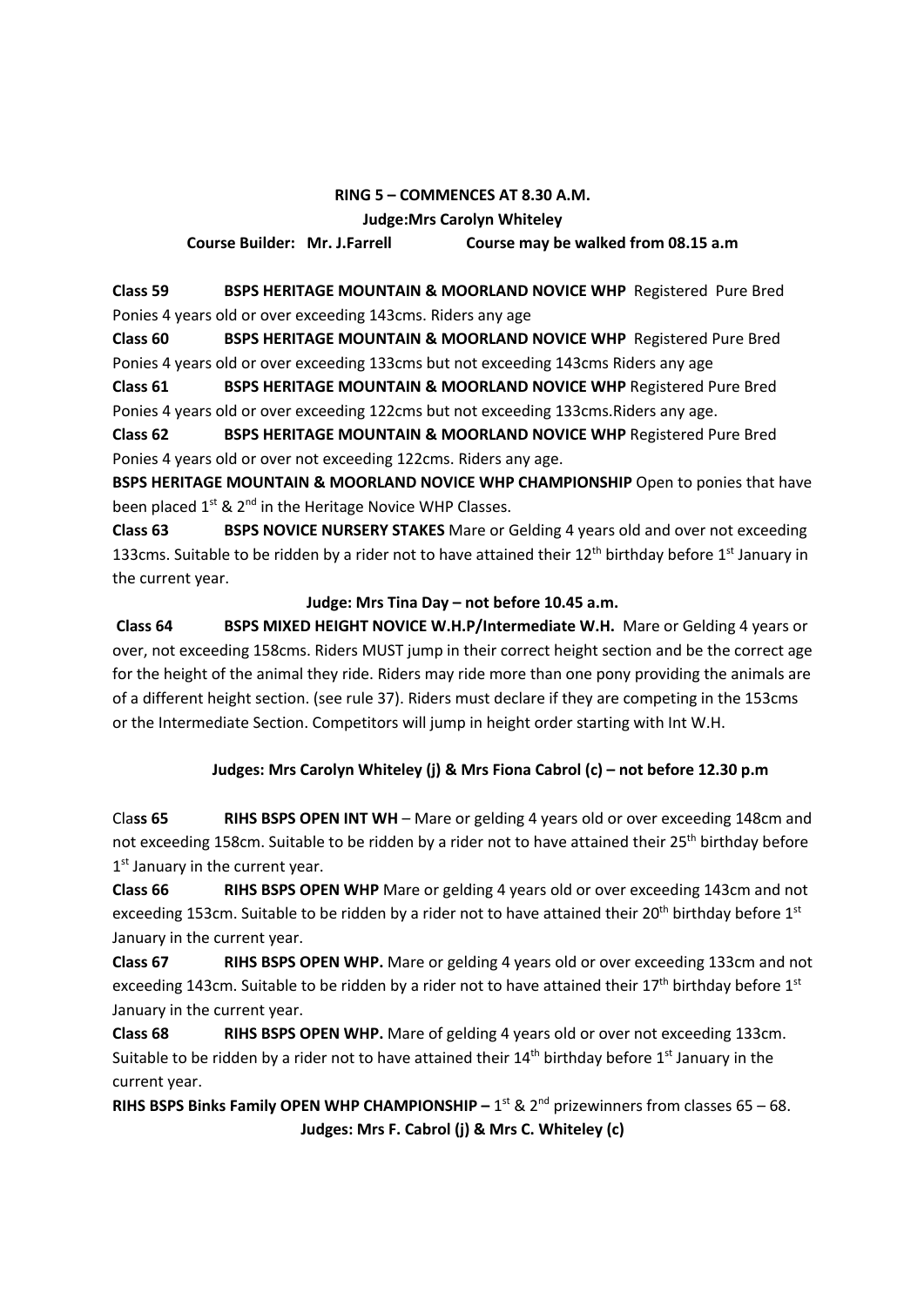**RING 5 – COMMENCES AT 8.30 A.M.**

**Judge:Mrs Carolyn Whiteley**

**Course Builder: Mr. J.Farrell Course may be walked from 08.15 a.m**

**Class 59 BSPS HERITAGE MOUNTAIN & MOORLAND NOVICE WHP** Registered Pure Bred Ponies 4 years old or over exceeding 143cms. Riders any age

**Class 60 BSPS HERITAGE MOUNTAIN & MOORLAND NOVICE WHP** Registered Pure Bred Ponies 4 years old or over exceeding 133cms but not exceeding 143cms Riders any age

**Class 61 BSPS HERITAGE MOUNTAIN & MOORLAND NOVICE WHP** Registered Pure Bred Ponies 4 years old or over exceeding 122cms but not exceeding 133cms.Riders any age.

**Class 62 BSPS HERITAGE MOUNTAIN & MOORLAND NOVICE WHP** Registered Pure Bred Ponies 4 years old or over not exceeding 122cms. Riders any age.

**BSPS HERITAGE MOUNTAIN & MOORLAND NOVICE WHP CHAMPIONSHIP** Open to ponies that have been placed 1st & 2nd in the Heritage Novice WHP Classes.

**Class 63 BSPS NOVICE NURSERY STAKES** Mare or Gelding 4 years old and over not exceeding 133cms. Suitable to be ridden by a rider not to have attained their 12th birthday before 1st January in the current year.

**Judge: Mrs Tina Day – not before 10.45 a.m.**

**Class 64 BSPS MIXED HEIGHT NOVICE W.H.P/Intermediate W.H.** Mare or Gelding 4 years or over, not exceeding 158cms. Riders MUST jump in their correct height section and be the correct age for the height of the animal they ride. Riders may ride more than one pony providing the animals are of a different height section. (see rule 37). Riders must declare if they are competing in the 153cms or the Intermediate Section. Competitors will jump in height order starting with Int W.H.

**Judges: Mrs Carolyn Whiteley (j) & Mrs Fiona Cabrol (c) – not before 12.30 p.m**

**Class 65 RIHS BSPS OPEN INT WH** – Mare or gelding 4 years old or over exceeding 148cm and not exceeding 158cm. Suitable to be ridden by a rider not to have attained their 25th birthday before 1st January in the current year.

**Class 66 RIHS BSPS OPEN WHP** Mare or gelding 4 years old or over exceeding 143cm and not exceeding 153cm. Suitable to be ridden by a rider not to have attained their 20th birthday before 1st January in the current year.

**Class 67 RIHS BSPS OPEN WHP.** Mare or gelding 4 years old or over exceeding 133cm and not exceeding 143cm. Suitable to be ridden by a rider not to have attained their 17th birthday before 1st January in the current year.

**Class 68 RIHS BSPS OPEN WHP.** Mare of gelding 4 years old or over not exceeding 133cm. Suitable to be ridden by a rider not to have attained their 14th birthday before 1st January in the current year.

**RIHS BSPS Binks Family OPEN WHP CHAMPIONSHIP –** 1st & 2nd prizewinners from classes 65 – 68.

**Judges: Mrs F. Cabrol (j) & Mrs C. Whiteley (c)**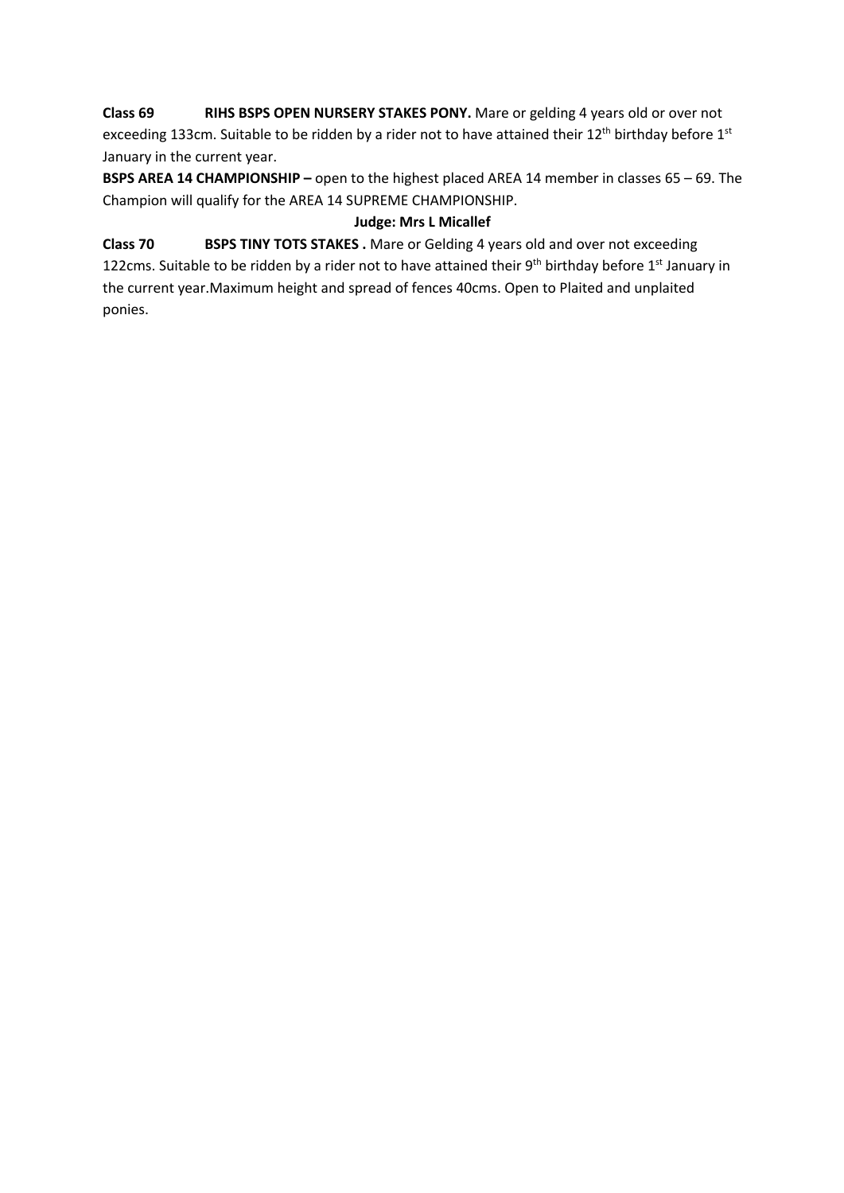**Class 69** **RIHS BSPS OPEN NURSERY STAKES PONY.** Mare or gelding 4 years old or over not exceeding 133cm. Suitable to be ridden by a rider not to have attained their 12th birthday before 1st January in the current year.

**BSPS AREA 14 CHAMPIONSHIP –** open to the highest placed AREA 14 member in classes 65 – 69. The Champion will qualify for the AREA 14 SUPREME CHAMPIONSHIP.

**Judge: Mrs L Micallef**

**Class 70** **BSPS TINY TOTS STAKES .** Mare or Gelding 4 years old and over not exceeding 122cms. Suitable to be ridden by a rider not to have attained their 9th birthday before 1st January in the current year.Maximum height and spread of fences 40cms. Open to Plaited and unplaited ponies.